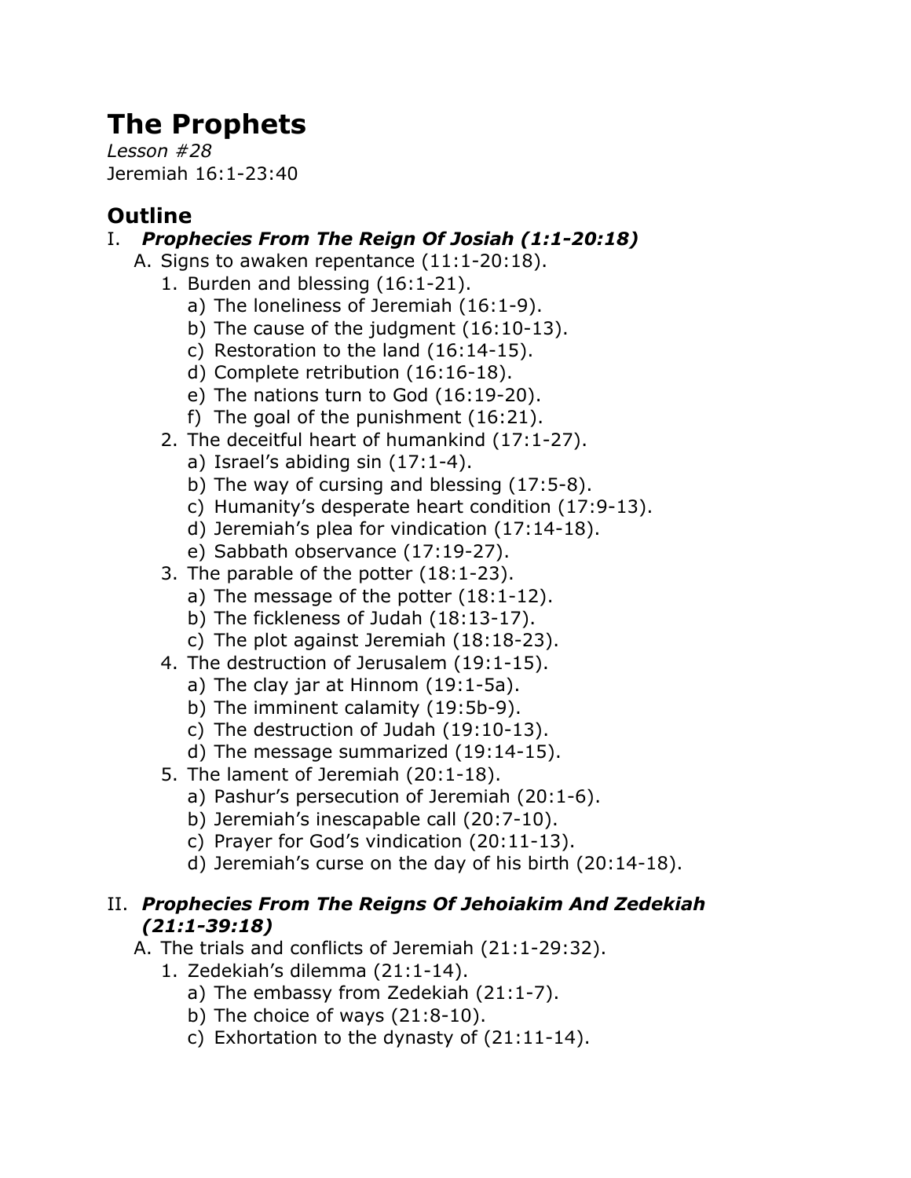# The Prophets

*Lesson #28*
Jeremiah 16:1-23:40

## Outline

I. ***Prophecies From The Reign Of Josiah (1:1-20:18)***
   A. Signs to awaken repentance (11:1-20:18).
      1. Burden and blessing (16:1-21).
         a) The loneliness of Jeremiah (16:1-9).
         b) The cause of the judgment (16:10-13).
         c) Restoration to the land (16:14-15).
         d) Complete retribution (16:16-18).
         e) The nations turn to God (16:19-20).
         f) The goal of the punishment (16:21).
      2. The deceitful heart of humankind (17:1-27).
         a) Israel's abiding sin (17:1-4).
         b) The way of cursing and blessing (17:5-8).
         c) Humanity's desperate heart condition (17:9-13).
         d) Jeremiah's plea for vindication (17:14-18).
         e) Sabbath observance (17:19-27).
      3. The parable of the potter (18:1-23).
         a) The message of the potter (18:1-12).
         b) The fickleness of Judah (18:13-17).
         c) The plot against Jeremiah (18:18-23).
      4. The destruction of Jerusalem (19:1-15).
         a) The clay jar at Hinnom (19:1-5a).
         b) The imminent calamity (19:5b-9).
         c) The destruction of Judah (19:10-13).
         d) The message summarized (19:14-15).
      5. The lament of Jeremiah (20:1-18).
         a) Pashur's persecution of Jeremiah (20:1-6).
         b) Jeremiah's inescapable call (20:7-10).
         c) Prayer for God's vindication (20:11-13).
         d) Jeremiah's curse on the day of his birth (20:14-18).

II. ***Prophecies From The Reigns Of Jehoiakim And Zedekiah (21:1-39:18)***
   A. The trials and conflicts of Jeremiah (21:1-29:32).
      1. Zedekiah's dilemma (21:1-14).
         a) The embassy from Zedekiah (21:1-7).
         b) The choice of ways (21:8-10).
         c) Exhortation to the dynasty of (21:11-14).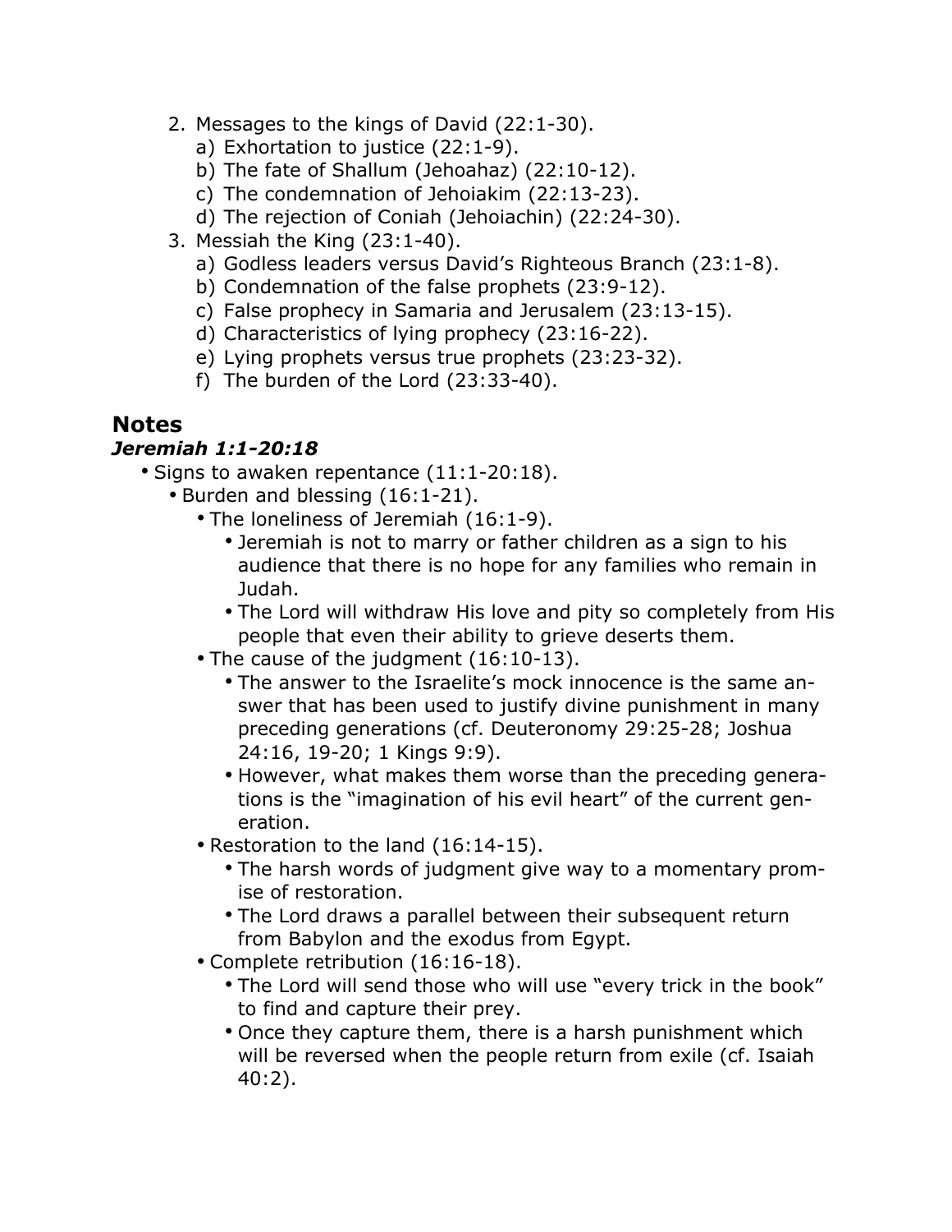2. Messages to the kings of David (22:1-30).
    a) Exhortation to justice (22:1-9).
    b) The fate of Shallum (Jehoahaz) (22:10-12).
    c) The condemnation of Jehoiakim (22:13-23).
    d) The rejection of Coniah (Jehoiachin) (22:24-30).
3. Messiah the King (23:1-40).
    a) Godless leaders versus David's Righteous Branch (23:1-8).
    b) Condemnation of the false prophets (23:9-12).
    c) False prophecy in Samaria and Jerusalem (23:13-15).
    d) Characteristics of lying prophecy (23:16-22).
    e) Lying prophets versus true prophets (23:23-32).
    f) The burden of the Lord (23:33-40).

## Notes

### *Jeremiah 1:1-20:18*

- Signs to awaken repentance (11:1-20:18).
    - Burden and blessing (16:1-21).
        - The loneliness of Jeremiah (16:1-9).
            - Jeremiah is not to marry or father children as a sign to his audience that there is no hope for any families who remain in Judah.
            - The Lord will withdraw His love and pity so completely from His people that even their ability to grieve deserts them.
        - The cause of the judgment (16:10-13).
            - The answer to the Israelite's mock innocence is the same answer that has been used to justify divine punishment in many preceding generations (cf. Deuteronomy 29:25-28; Joshua 24:16, 19-20; 1 Kings 9:9).
            - However, what makes them worse than the preceding generations is the "imagination of his evil heart" of the current generation.
        - Restoration to the land (16:14-15).
            - The harsh words of judgment give way to a momentary promise of restoration.
            - The Lord draws a parallel between their subsequent return from Babylon and the exodus from Egypt.
        - Complete retribution (16:16-18).
            - The Lord will send those who will use "every trick in the book" to find and capture their prey.
            - Once they capture them, there is a harsh punishment which will be reversed when the people return from exile (cf. Isaiah 40:2).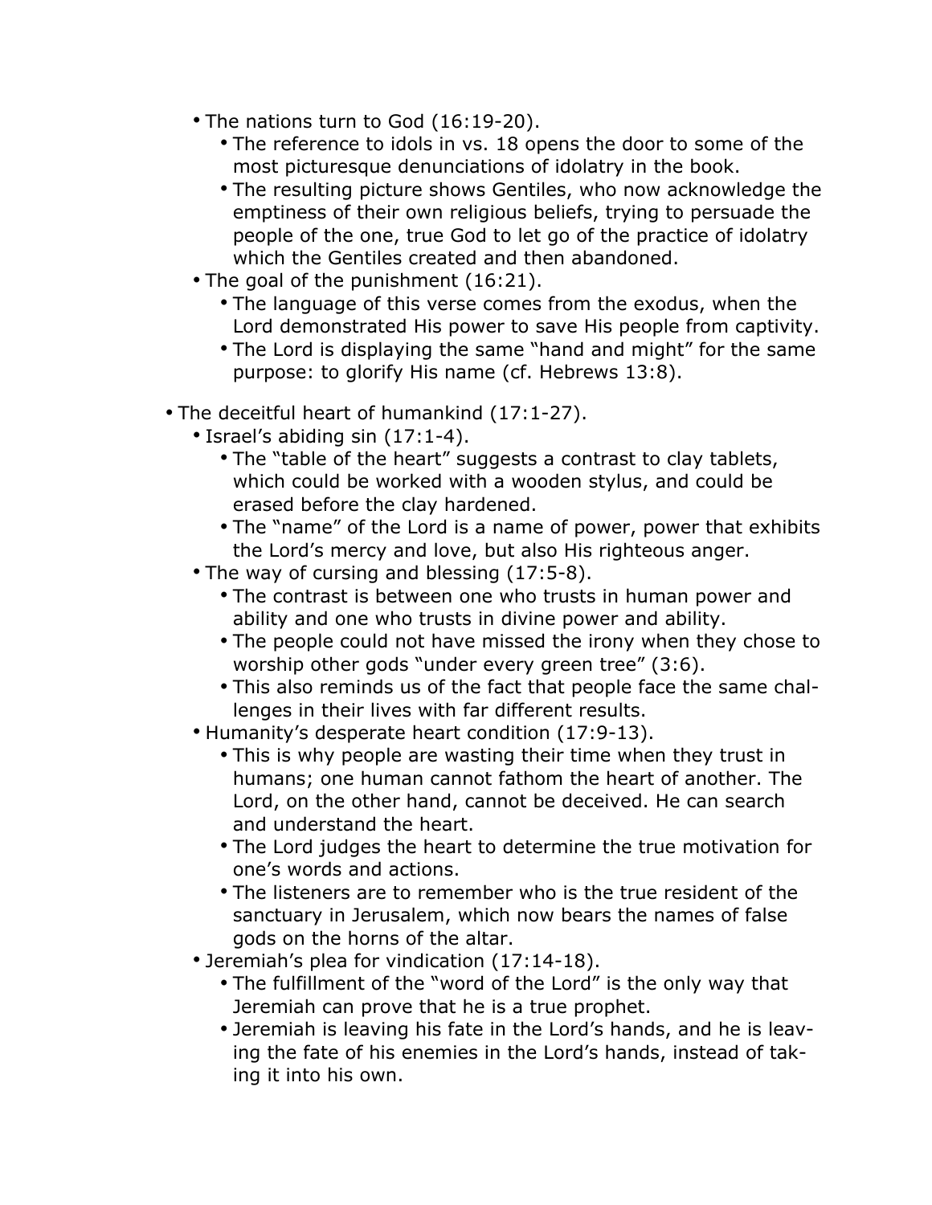- The nations turn to God (16:19-20).
    - The reference to idols in vs. 18 opens the door to some of the most picturesque denunciations of idolatry in the book.
    - The resulting picture shows Gentiles, who now acknowledge the emptiness of their own religious beliefs, trying to persuade the people of the one, true God to let go of the practice of idolatry which the Gentiles created and then abandoned.
- The goal of the punishment (16:21).
    - The language of this verse comes from the exodus, when the Lord demonstrated His power to save His people from captivity.
    - The Lord is displaying the same "hand and might" for the same purpose: to glorify His name (cf. Hebrews 13:8).

- The deceitful heart of humankind (17:1-27).
    - Israel's abiding sin (17:1-4).
        - The "table of the heart" suggests a contrast to clay tablets, which could be worked with a wooden stylus, and could be erased before the clay hardened.
        - The "name" of the Lord is a name of power, power that exhibits the Lord's mercy and love, but also His righteous anger.
    - The way of cursing and blessing (17:5-8).
        - The contrast is between one who trusts in human power and ability and one who trusts in divine power and ability.
        - The people could not have missed the irony when they chose to worship other gods "under every green tree" (3:6).
        - This also reminds us of the fact that people face the same challenges in their lives with far different results.
    - Humanity's desperate heart condition (17:9-13).
        - This is why people are wasting their time when they trust in humans; one human cannot fathom the heart of another. The Lord, on the other hand, cannot be deceived. He can search and understand the heart.
        - The Lord judges the heart to determine the true motivation for one's words and actions.
        - The listeners are to remember who is the true resident of the sanctuary in Jerusalem, which now bears the names of false gods on the horns of the altar.
    - Jeremiah's plea for vindication (17:14-18).
        - The fulfillment of the "word of the Lord" is the only way that Jeremiah can prove that he is a true prophet.
        - Jeremiah is leaving his fate in the Lord's hands, and he is leaving the fate of his enemies in the Lord's hands, instead of taking it into his own.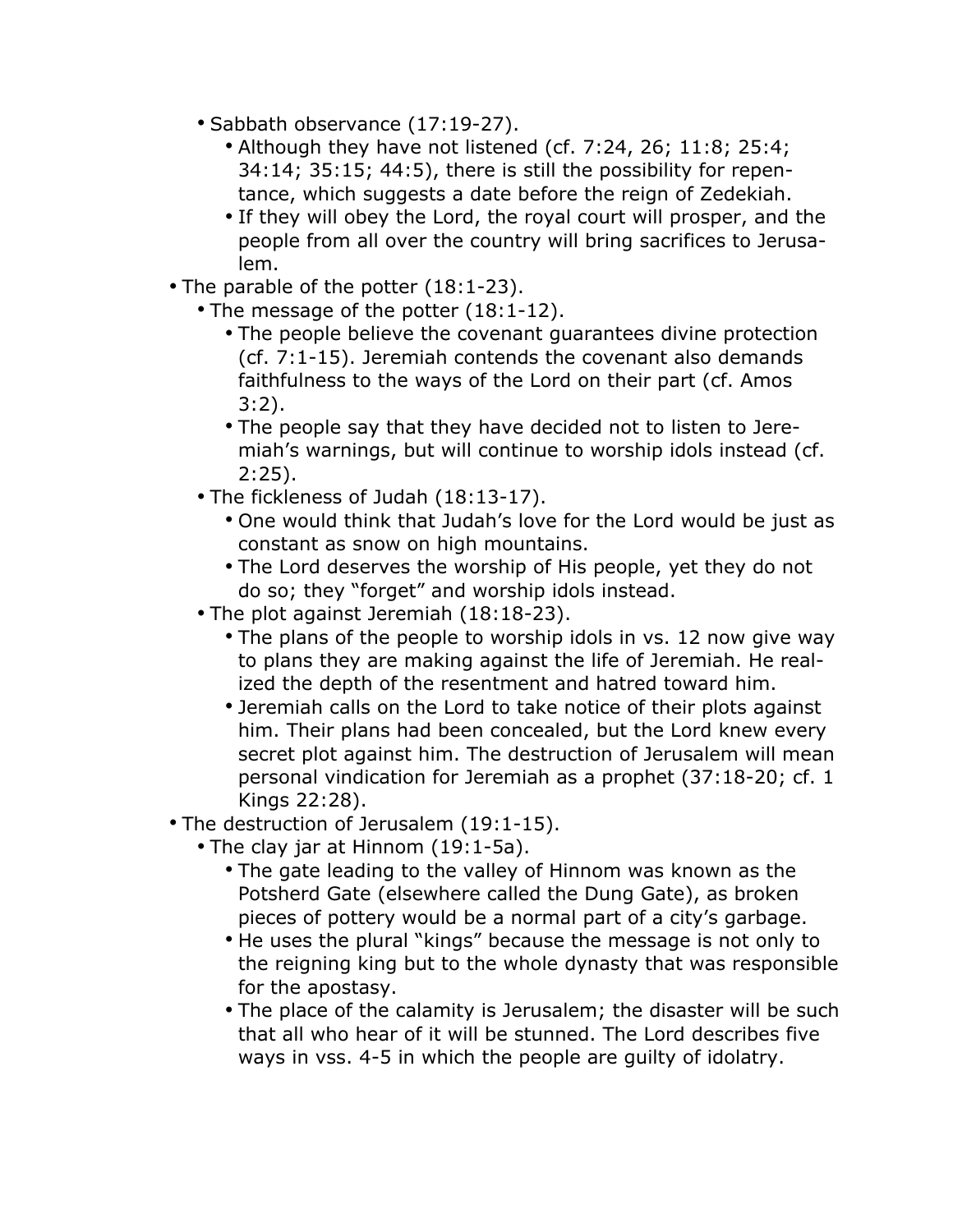- Sabbath observance (17:19-27).
  - Although they have not listened (cf. 7:24, 26; 11:8; 25:4; 34:14; 35:15; 44:5), there is still the possibility for repentance, which suggests a date before the reign of Zedekiah.
  - If they will obey the Lord, the royal court will prosper, and the people from all over the country will bring sacrifices to Jerusalem.
- The parable of the potter (18:1-23).
  - The message of the potter (18:1-12).
    - The people believe the covenant guarantees divine protection (cf. 7:1-15). Jeremiah contends the covenant also demands faithfulness to the ways of the Lord on their part (cf. Amos 3:2).
    - The people say that they have decided not to listen to Jeremiah's warnings, but will continue to worship idols instead (cf. 2:25).
  - The fickleness of Judah (18:13-17).
    - One would think that Judah's love for the Lord would be just as constant as snow on high mountains.
    - The Lord deserves the worship of His people, yet they do not do so; they "forget" and worship idols instead.
  - The plot against Jeremiah (18:18-23).
    - The plans of the people to worship idols in vs. 12 now give way to plans they are making against the life of Jeremiah. He realized the depth of the resentment and hatred toward him.
    - Jeremiah calls on the Lord to take notice of their plots against him. Their plans had been concealed, but the Lord knew every secret plot against him. The destruction of Jerusalem will mean personal vindication for Jeremiah as a prophet (37:18-20; cf. 1 Kings 22:28).
- The destruction of Jerusalem (19:1-15).
  - The clay jar at Hinnom (19:1-5a).
    - The gate leading to the valley of Hinnom was known as the Potsherd Gate (elsewhere called the Dung Gate), as broken pieces of pottery would be a normal part of a city's garbage.
    - He uses the plural "kings" because the message is not only to the reigning king but to the whole dynasty that was responsible for the apostasy.
    - The place of the calamity is Jerusalem; the disaster will be such that all who hear of it will be stunned. The Lord describes five ways in vss. 4-5 in which the people are guilty of idolatry.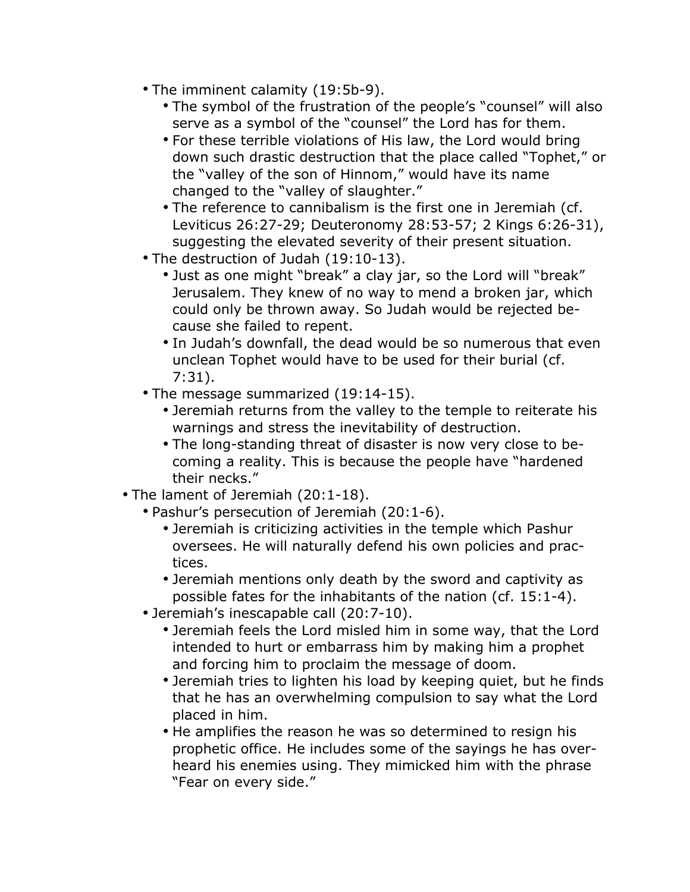- The imminent calamity (19:5b-9).
    - The symbol of the frustration of the people's "counsel" will also serve as a symbol of the "counsel" the Lord has for them.
    - For these terrible violations of His law, the Lord would bring down such drastic destruction that the place called "Tophet," or the "valley of the son of Hinnom," would have its name changed to the "valley of slaughter."
    - The reference to cannibalism is the first one in Jeremiah (cf. Leviticus 26:27-29; Deuteronomy 28:53-57; 2 Kings 6:26-31), suggesting the elevated severity of their present situation.
- The destruction of Judah (19:10-13).
    - Just as one might "break" a clay jar, so the Lord will "break" Jerusalem. They knew of no way to mend a broken jar, which could only be thrown away. So Judah would be rejected because she failed to repent.
    - In Judah's downfall, the dead would be so numerous that even unclean Tophet would have to be used for their burial (cf. 7:31).
- The message summarized (19:14-15).
    - Jeremiah returns from the valley to the temple to reiterate his warnings and stress the inevitability of destruction.
    - The long-standing threat of disaster is now very close to becoming a reality. This is because the people have "hardened their necks."

- The lament of Jeremiah (20:1-18).
    - Pashur's persecution of Jeremiah (20:1-6).
        - Jeremiah is criticizing activities in the temple which Pashur oversees. He will naturally defend his own policies and practices.
        - Jeremiah mentions only death by the sword and captivity as possible fates for the inhabitants of the nation (cf. 15:1-4).
    - Jeremiah's inescapable call (20:7-10).
        - Jeremiah feels the Lord misled him in some way, that the Lord intended to hurt or embarrass him by making him a prophet and forcing him to proclaim the message of doom.
        - Jeremiah tries to lighten his load by keeping quiet, but he finds that he has an overwhelming compulsion to say what the Lord placed in him.
        - He amplifies the reason he was so determined to resign his prophetic office. He includes some of the sayings he has overheard his enemies using. They mimicked him with the phrase "Fear on every side."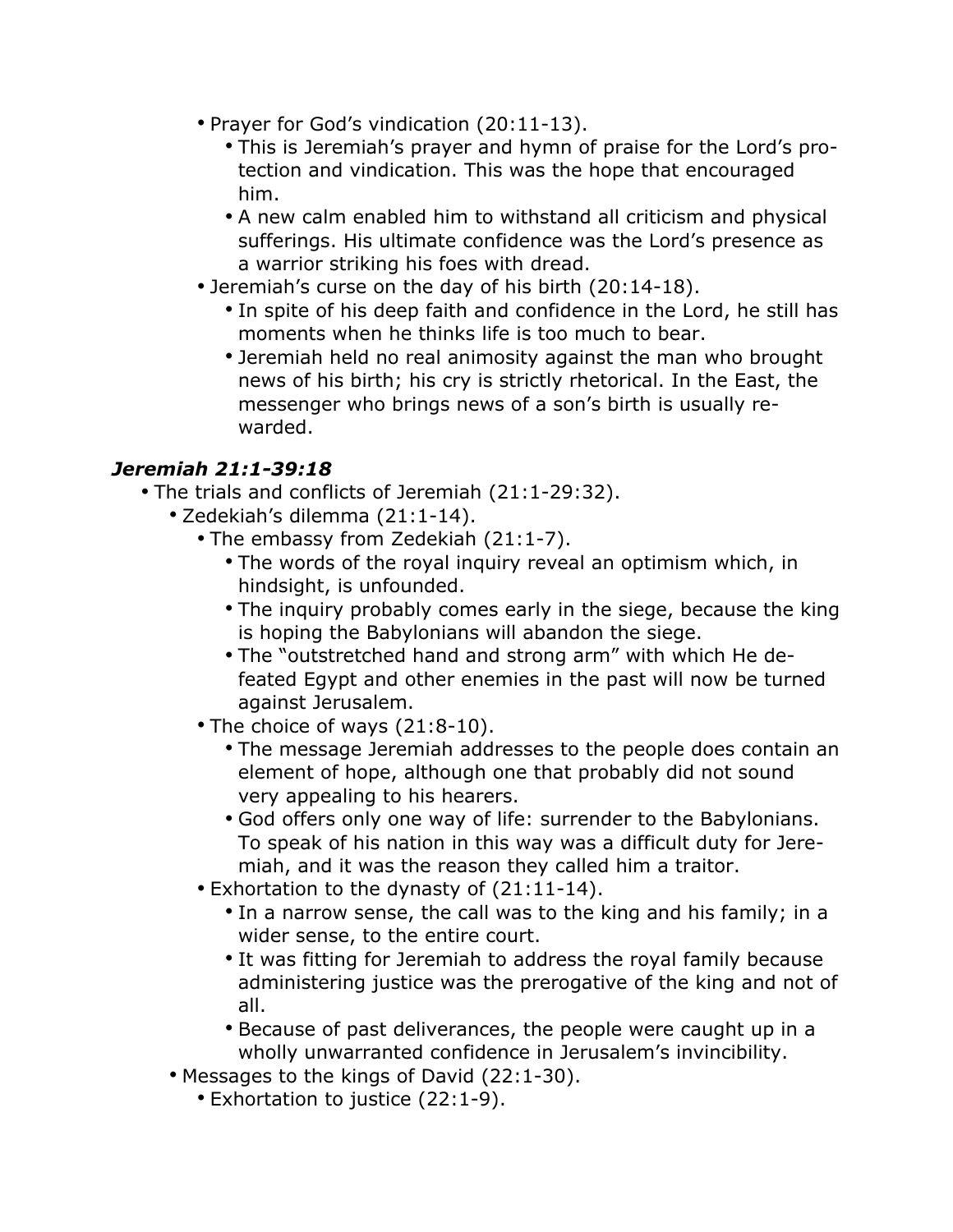- Prayer for God's vindication (20:11-13).
    - This is Jeremiah's prayer and hymn of praise for the Lord's protection and vindication. This was the hope that encouraged him.
    - A new calm enabled him to withstand all criticism and physical sufferings. His ultimate confidence was the Lord's presence as a warrior striking his foes with dread.
- Jeremiah's curse on the day of his birth (20:14-18).
    - In spite of his deep faith and confidence in the Lord, he still has moments when he thinks life is too much to bear.
    - Jeremiah held no real animosity against the man who brought news of his birth; his cry is strictly rhetorical. In the East, the messenger who brings news of a son's birth is usually rewarded.

### *Jeremiah 21:1-39:18*

- The trials and conflicts of Jeremiah (21:1-29:32).
    - Zedekiah's dilemma (21:1-14).
        - The embassy from Zedekiah (21:1-7).
            - The words of the royal inquiry reveal an optimism which, in hindsight, is unfounded.
            - The inquiry probably comes early in the siege, because the king is hoping the Babylonians will abandon the siege.
            - The "outstretched hand and strong arm" with which He defeated Egypt and other enemies in the past will now be turned against Jerusalem.
        - The choice of ways (21:8-10).
            - The message Jeremiah addresses to the people does contain an element of hope, although one that probably did not sound very appealing to his hearers.
            - God offers only one way of life: surrender to the Babylonians. To speak of his nation in this way was a difficult duty for Jeremiah, and it was the reason they called him a traitor.
        - Exhortation to the dynasty of (21:11-14).
            - In a narrow sense, the call was to the king and his family; in a wider sense, to the entire court.
            - It was fitting for Jeremiah to address the royal family because administering justice was the prerogative of the king and not of all.
            - Because of past deliverances, the people were caught up in a wholly unwarranted confidence in Jerusalem's invincibility.
    - Messages to the kings of David (22:1-30).
        - Exhortation to justice (22:1-9).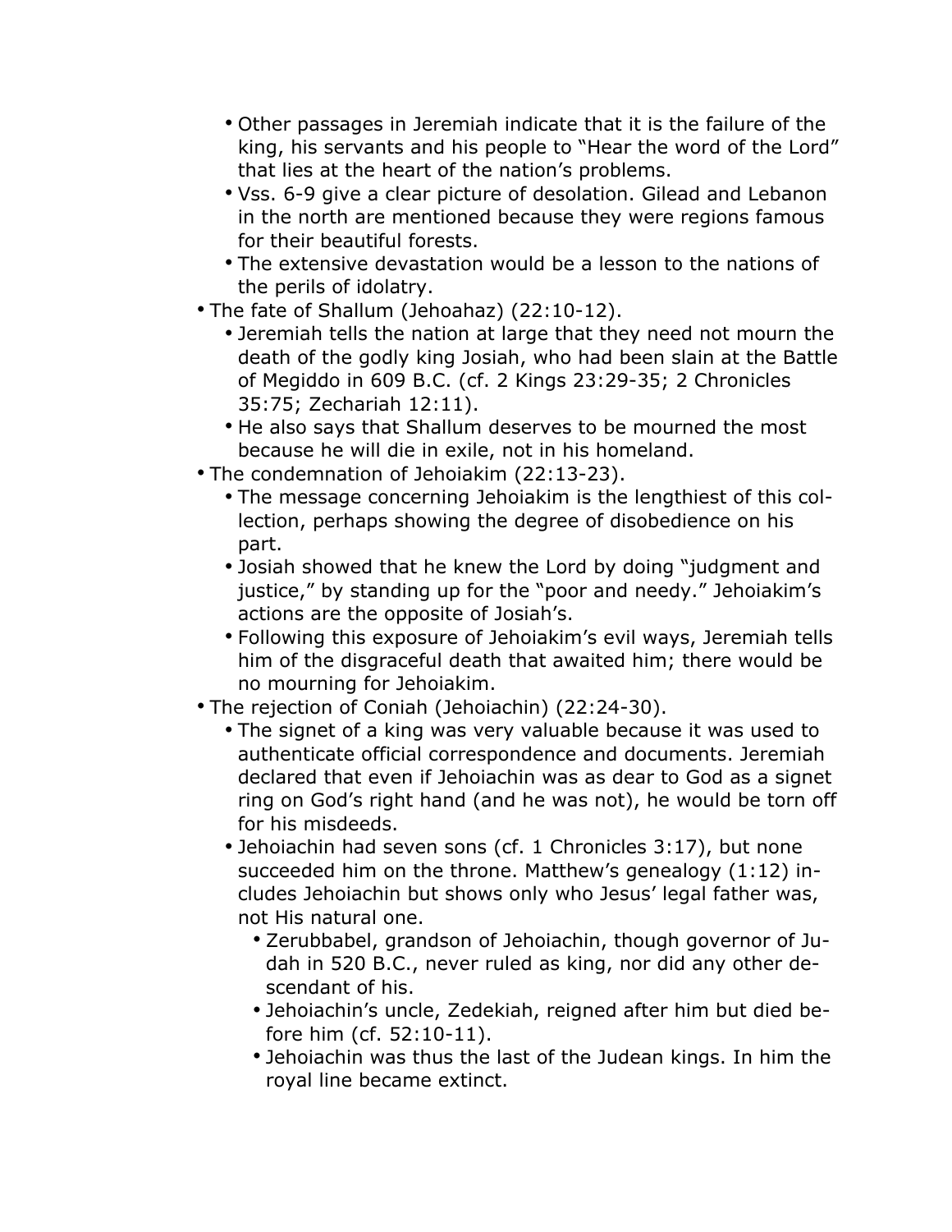- Other passages in Jeremiah indicate that it is the failure of the king, his servants and his people to "Hear the word of the Lord" that lies at the heart of the nation's problems.
    - Vss. 6-9 give a clear picture of desolation. Gilead and Lebanon in the north are mentioned because they were regions famous for their beautiful forests.
    - The extensive devastation would be a lesson to the nations of the perils of idolatry.
- The fate of Shallum (Jehoahaz) (22:10-12).
    - Jeremiah tells the nation at large that they need not mourn the death of the godly king Josiah, who had been slain at the Battle of Megiddo in 609 B.C. (cf. 2 Kings 23:29-35; 2 Chronicles 35:75; Zechariah 12:11).
    - He also says that Shallum deserves to be mourned the most because he will die in exile, not in his homeland.
- The condemnation of Jehoiakim (22:13-23).
    - The message concerning Jehoiakim is the lengthiest of this collection, perhaps showing the degree of disobedience on his part.
    - Josiah showed that he knew the Lord by doing "judgment and justice," by standing up for the "poor and needy." Jehoiakim's actions are the opposite of Josiah's.
    - Following this exposure of Jehoiakim's evil ways, Jeremiah tells him of the disgraceful death that awaited him; there would be no mourning for Jehoiakim.
- The rejection of Coniah (Jehoiachin) (22:24-30).
    - The signet of a king was very valuable because it was used to authenticate official correspondence and documents. Jeremiah declared that even if Jehoiachin was as dear to God as a signet ring on God's right hand (and he was not), he would be torn off for his misdeeds.
    - Jehoiachin had seven sons (cf. 1 Chronicles 3:17), but none succeeded him on the throne. Matthew's genealogy (1:12) includes Jehoiachin but shows only who Jesus' legal father was, not His natural one.
        - Zerubbabel, grandson of Jehoiachin, though governor of Judah in 520 B.C., never ruled as king, nor did any other descendant of his.
        - Jehoiachin's uncle, Zedekiah, reigned after him but died before him (cf. 52:10-11).
        - Jehoiachin was thus the last of the Judean kings. In him the royal line became extinct.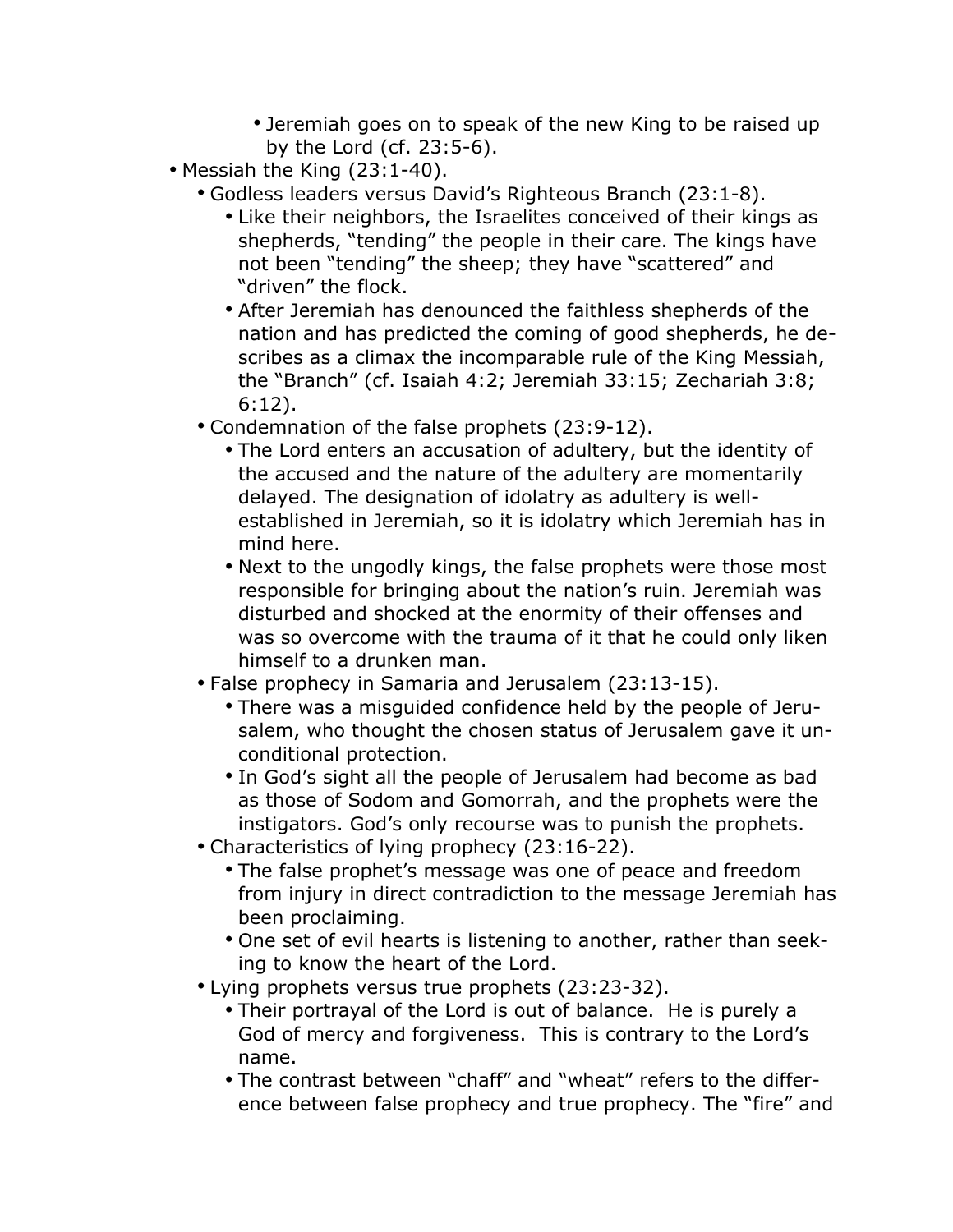- Jeremiah goes on to speak of the new King to be raised up by the Lord (cf. 23:5-6).
- Messiah the King (23:1-40).
  - Godless leaders versus David's Righteous Branch (23:1-8).
    - Like their neighbors, the Israelites conceived of their kings as shepherds, "tending" the people in their care. The kings have not been "tending" the sheep; they have "scattered" and "driven" the flock.
    - After Jeremiah has denounced the faithless shepherds of the nation and has predicted the coming of good shepherds, he describes as a climax the incomparable rule of the King Messiah, the "Branch" (cf. Isaiah 4:2; Jeremiah 33:15; Zechariah 3:8; 6:12).
  - Condemnation of the false prophets (23:9-12).
    - The Lord enters an accusation of adultery, but the identity of the accused and the nature of the adultery are momentarily delayed. The designation of idolatry as adultery is well-established in Jeremiah, so it is idolatry which Jeremiah has in mind here.
    - Next to the ungodly kings, the false prophets were those most responsible for bringing about the nation's ruin. Jeremiah was disturbed and shocked at the enormity of their offenses and was so overcome with the trauma of it that he could only liken himself to a drunken man.
  - False prophecy in Samaria and Jerusalem (23:13-15).
    - There was a misguided confidence held by the people of Jerusalem, who thought the chosen status of Jerusalem gave it unconditional protection.
    - In God's sight all the people of Jerusalem had become as bad as those of Sodom and Gomorrah, and the prophets were the instigators. God's only recourse was to punish the prophets.
  - Characteristics of lying prophecy (23:16-22).
    - The false prophet's message was one of peace and freedom from injury in direct contradiction to the message Jeremiah has been proclaiming.
    - One set of evil hearts is listening to another, rather than seeking to know the heart of the Lord.
  - Lying prophets versus true prophets (23:23-32).
    - Their portrayal of the Lord is out of balance. He is purely a God of mercy and forgiveness. This is contrary to the Lord's name.
    - The contrast between "chaff" and "wheat" refers to the difference between false prophecy and true prophecy. The "fire" and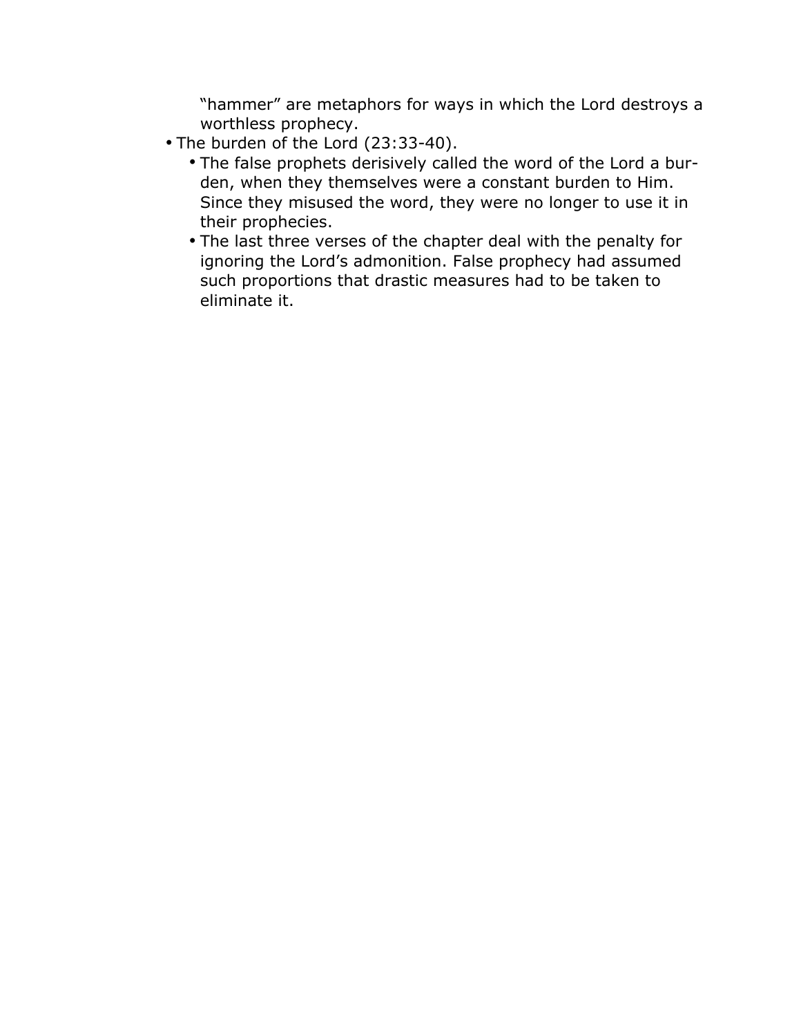"hammer" are metaphors for ways in which the Lord destroys a worthless prophecy.

- The burden of the Lord (23:33-40).
  - The false prophets derisively called the word of the Lord a burden, when they themselves were a constant burden to Him. Since they misused the word, they were no longer to use it in their prophecies.
  - The last three verses of the chapter deal with the penalty for ignoring the Lord's admonition. False prophecy had assumed such proportions that drastic measures had to be taken to eliminate it.